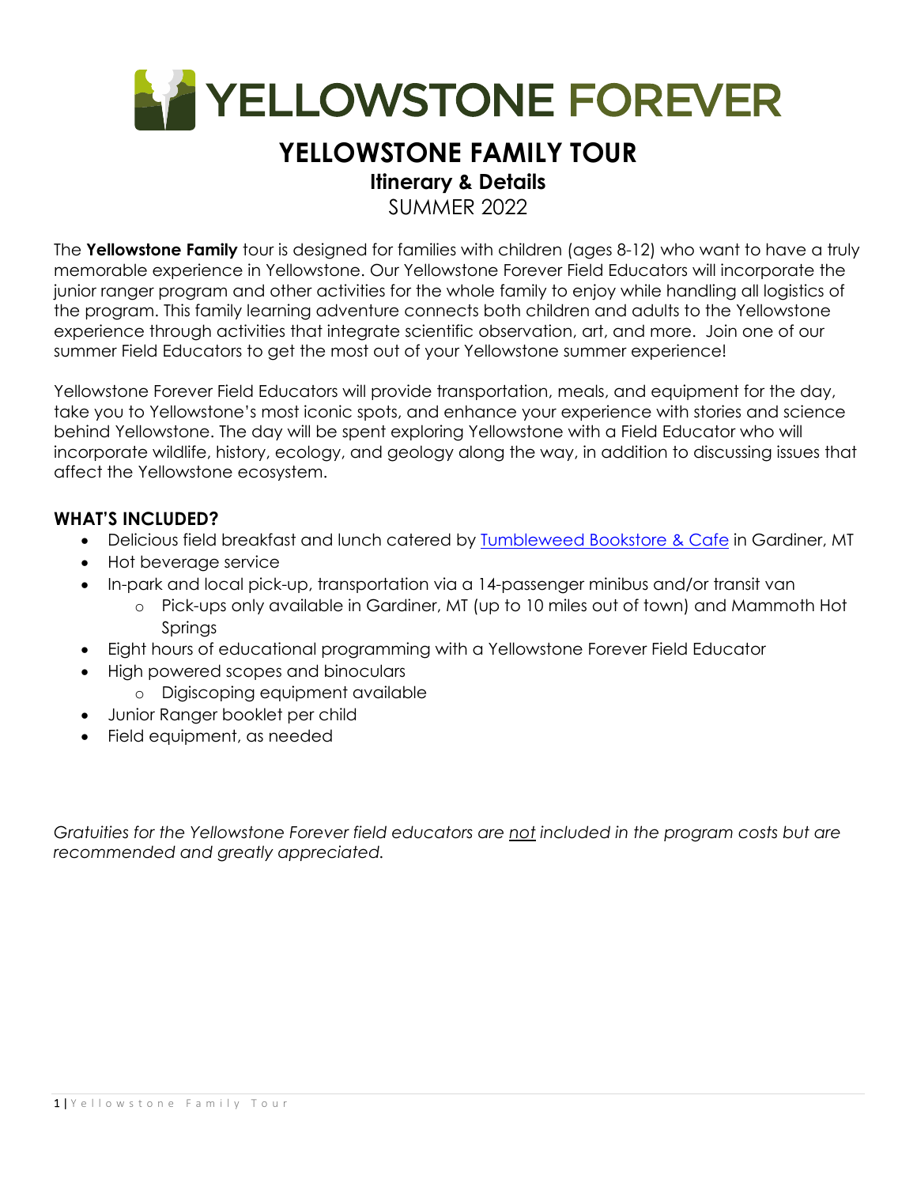# YELLOWSTONE FOREVER

## YELLOWSTONE FAMILY TOUR

### Itinerary & Details

SUMMER 2022

The **Yellowstone Family** tour is designed for families with children (ages 8-12) who want to have a truly memorable experience in Yellowstone. Our Yellowstone Forever Field Educators will incorporate the junior ranger program and other activities for the whole family to enjoy while handling all logistics of the program. This family learning adventure connects both children and adults to the Yellowstone experience through activities that integrate scientific observation, art, and more. Join one of our summer Field Educators to get the most out of your Yellowstone summer experience!

Yellowstone Forever Field Educators will provide transportation, meals, and equipment for the day, take you to Yellowstone's most iconic spots, and enhance your experience with stories and science behind Yellowstone. The day will be spent exploring Yellowstone with a Field Educator who will incorporate wildlife, history, ecology, and geology along the way, in addition to discussing issues that affect the Yellowstone ecosystem.

### WHAT'S INCLUDED?

- Delicious field breakfast and lunch catered by Tumbleweed Bookstore & Cafe in Gardiner, MT
- Hot beverage service
- In-park and local pick-up, transportation via a 14-passenger minibus and/or transit van
  - Pick-ups only available in Gardiner, MT (up to 10 miles out of town) and Mammoth Hot Springs
- Eight hours of educational programming with a Yellowstone Forever Field Educator
- High powered scopes and binoculars
  - Digiscoping equipment available
- Junior Ranger booklet per child
- Field equipment, as needed

*Gratuities for the Yellowstone Forever field educators are not included in the program costs but are recommended and greatly appreciated.*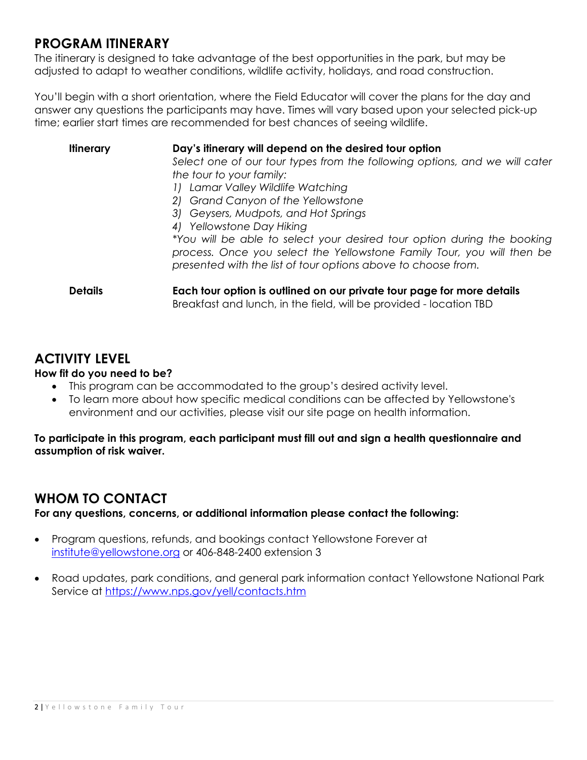## PROGRAM ITINERARY

The itinerary is designed to take advantage of the best opportunities in the park, but may be adjusted to adapt to weather conditions, wildlife activity, holidays, and road construction.

You'll begin with a short orientation, where the Field Educator will cover the plans for the day and answer any questions the participants may have. Times will vary based upon your selected pick-up time; earlier start times are recommended for best chances of seeing wildlife.

| | |
|---|---|
| **Itinerary** | **Day's itinerary will depend on the desired tour option**<br>*Select one of our tour types from the following options, and we will cater the tour to your family:*<br>*1) Lamar Valley Wildlife Watching*<br>*2) Grand Canyon of the Yellowstone*<br>*3) Geysers, Mudpots, and Hot Springs*<br>*4) Yellowstone Day Hiking*<br>*\*You will be able to select your desired tour option during the booking process. Once you select the Yellowstone Family Tour, you will then be presented with the list of tour options above to choose from.* |
| **Details** | **Each tour option is outlined on our private tour page for more details**<br>Breakfast and lunch, in the field, will be provided - location TBD |

## ACTIVITY LEVEL

**How fit do you need to be?**

- This program can be accommodated to the group's desired activity level.
- To learn more about how specific medical conditions can be affected by Yellowstone's environment and our activities, please visit our site page on health information.

**To participate in this program, each participant must fill out and sign a health questionnaire and assumption of risk waiver.**

## WHOM TO CONTACT

**For any questions, concerns, or additional information please contact the following:**

- Program questions, refunds, and bookings contact Yellowstone Forever at institute@yellowstone.org or 406-848-2400 extension 3
- Road updates, park conditions, and general park information contact Yellowstone National Park Service at https://www.nps.gov/yell/contacts.htm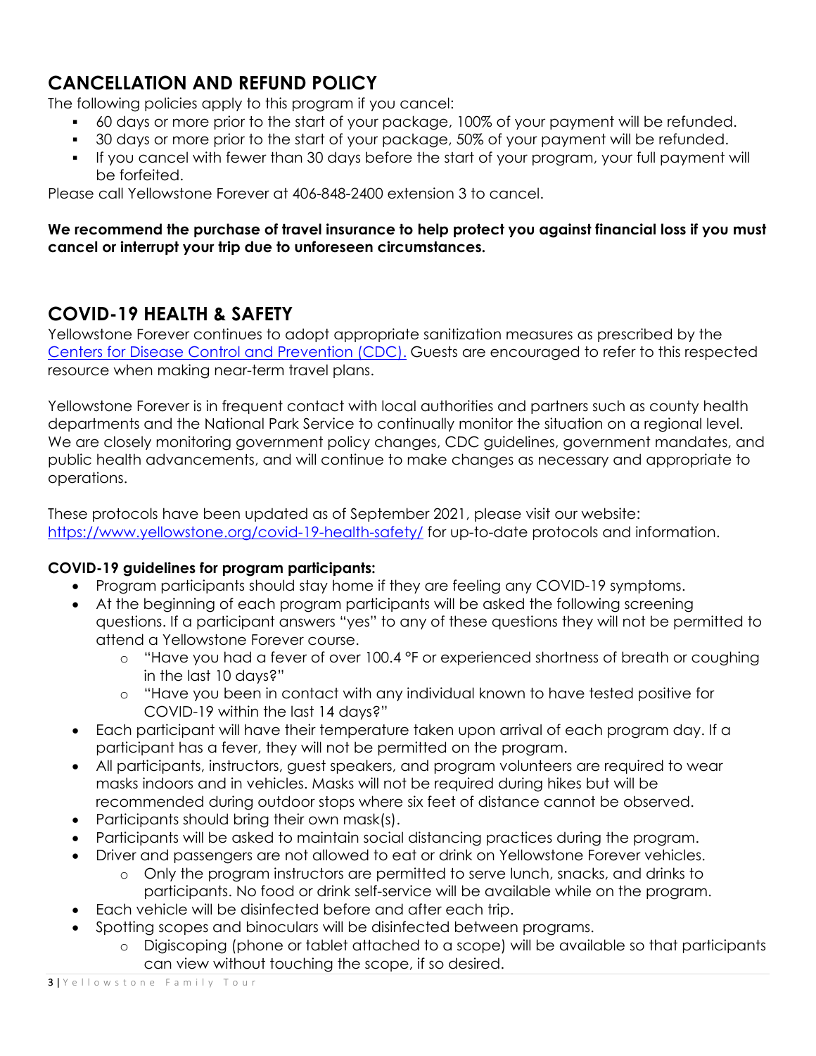## CANCELLATION AND REFUND POLICY

The following policies apply to this program if you cancel:

- 60 days or more prior to the start of your package, 100% of your payment will be refunded.
- 30 days or more prior to the start of your package, 50% of your payment will be refunded.
- If you cancel with fewer than 30 days before the start of your program, your full payment will be forfeited.

Please call Yellowstone Forever at 406-848-2400 extension 3 to cancel.

**We recommend the purchase of travel insurance to help protect you against financial loss if you must cancel or interrupt your trip due to unforeseen circumstances.**

## COVID-19 HEALTH & SAFETY

Yellowstone Forever continues to adopt appropriate sanitization measures as prescribed by the [Centers for Disease Control and Prevention (CDC).](https://www.cdc.gov/) Guests are encouraged to refer to this respected resource when making near-term travel plans.

Yellowstone Forever is in frequent contact with local authorities and partners such as county health departments and the National Park Service to continually monitor the situation on a regional level. We are closely monitoring government policy changes, CDC guidelines, government mandates, and public health advancements, and will continue to make changes as necessary and appropriate to operations.

These protocols have been updated as of September 2021, please visit our website: https://www.yellowstone.org/covid-19-health-safety/ for up-to-date protocols and information.

**COVID-19 guidelines for program participants:**

- Program participants should stay home if they are feeling any COVID-19 symptoms.
- At the beginning of each program participants will be asked the following screening questions. If a participant answers "yes" to any of these questions they will not be permitted to attend a Yellowstone Forever course.
  - "Have you had a fever of over 100.4 °F or experienced shortness of breath or coughing in the last 10 days?"
  - "Have you been in contact with any individual known to have tested positive for COVID-19 within the last 14 days?"
- Each participant will have their temperature taken upon arrival of each program day. If a participant has a fever, they will not be permitted on the program.
- All participants, instructors, guest speakers, and program volunteers are required to wear masks indoors and in vehicles. Masks will not be required during hikes but will be recommended during outdoor stops where six feet of distance cannot be observed.
- Participants should bring their own mask(s).
- Participants will be asked to maintain social distancing practices during the program.
- Driver and passengers are not allowed to eat or drink on Yellowstone Forever vehicles.
  - Only the program instructors are permitted to serve lunch, snacks, and drinks to participants. No food or drink self-service will be available while on the program.
- Each vehicle will be disinfected before and after each trip.
- Spotting scopes and binoculars will be disinfected between programs.
  - Digiscoping (phone or tablet attached to a scope) will be available so that participants can view without touching the scope, if so desired.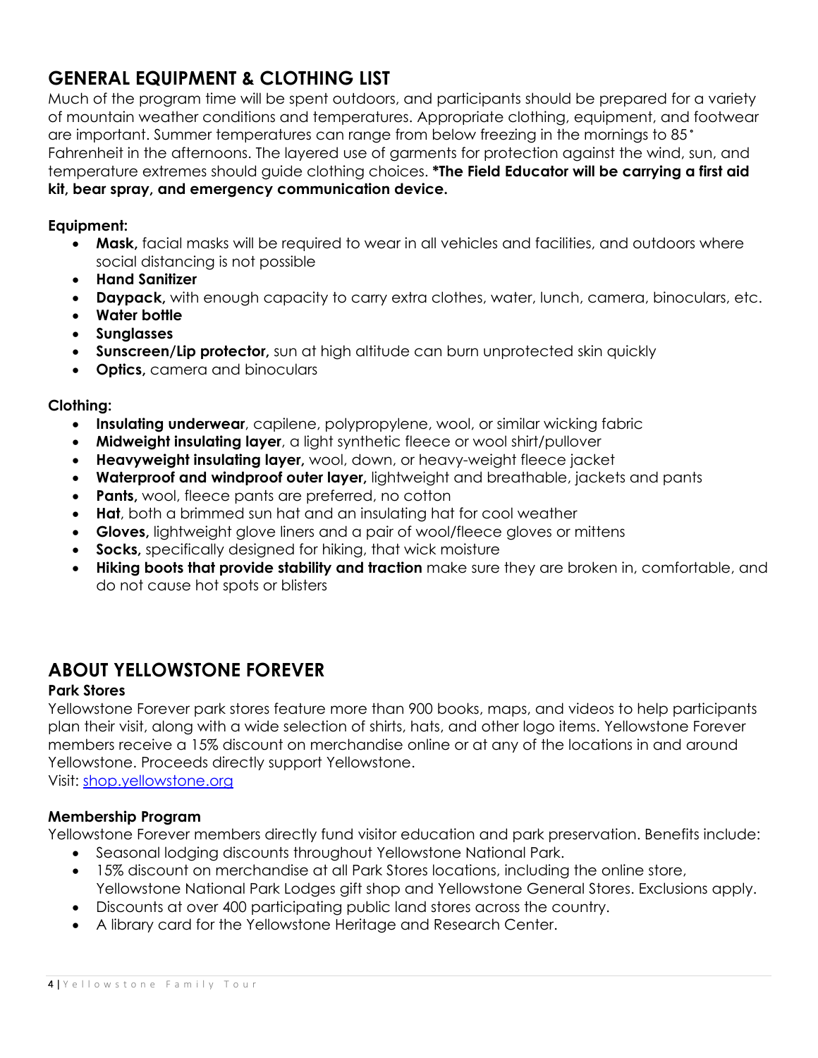## GENERAL EQUIPMENT & CLOTHING LIST

Much of the program time will be spent outdoors, and participants should be prepared for a variety of mountain weather conditions and temperatures. Appropriate clothing, equipment, and footwear are important. Summer temperatures can range from below freezing in the mornings to 85˚ Fahrenheit in the afternoons. The layered use of garments for protection against the wind, sun, and temperature extremes should guide clothing choices. **\*The Field Educator will be carrying a first aid kit, bear spray, and emergency communication device.**

### Equipment:

- **Mask,** facial masks will be required to wear in all vehicles and facilities, and outdoors where social distancing is not possible
- **Hand Sanitizer**
- **Daypack,** with enough capacity to carry extra clothes, water, lunch, camera, binoculars, etc.
- **Water bottle**
- **Sunglasses**
- **Sunscreen/Lip protector,** sun at high altitude can burn unprotected skin quickly
- **Optics,** camera and binoculars

### Clothing:

- **Insulating underwear**, capilene, polypropylene, wool, or similar wicking fabric
- **Midweight insulating layer**, a light synthetic fleece or wool shirt/pullover
- **Heavyweight insulating layer,** wool, down, or heavy-weight fleece jacket
- **Waterproof and windproof outer layer,** lightweight and breathable, jackets and pants
- **Pants,** wool, fleece pants are preferred, no cotton
- **Hat**, both a brimmed sun hat and an insulating hat for cool weather
- **Gloves,** lightweight glove liners and a pair of wool/fleece gloves or mittens
- **Socks,** specifically designed for hiking, that wick moisture
- **Hiking boots that provide stability and traction** make sure they are broken in, comfortable, and do not cause hot spots or blisters

## ABOUT YELLOWSTONE FOREVER

### Park Stores

Yellowstone Forever park stores feature more than 900 books, maps, and videos to help participants plan their visit, along with a wide selection of shirts, hats, and other logo items. Yellowstone Forever members receive a 15% discount on merchandise online or at any of the locations in and around Yellowstone. Proceeds directly support Yellowstone.

Visit: shop.yellowstone.org

### Membership Program

Yellowstone Forever members directly fund visitor education and park preservation. Benefits include:

- Seasonal lodging discounts throughout Yellowstone National Park.
- 15% discount on merchandise at all Park Stores locations, including the online store, Yellowstone National Park Lodges gift shop and Yellowstone General Stores. Exclusions apply.
- Discounts at over 400 participating public land stores across the country.
- A library card for the Yellowstone Heritage and Research Center.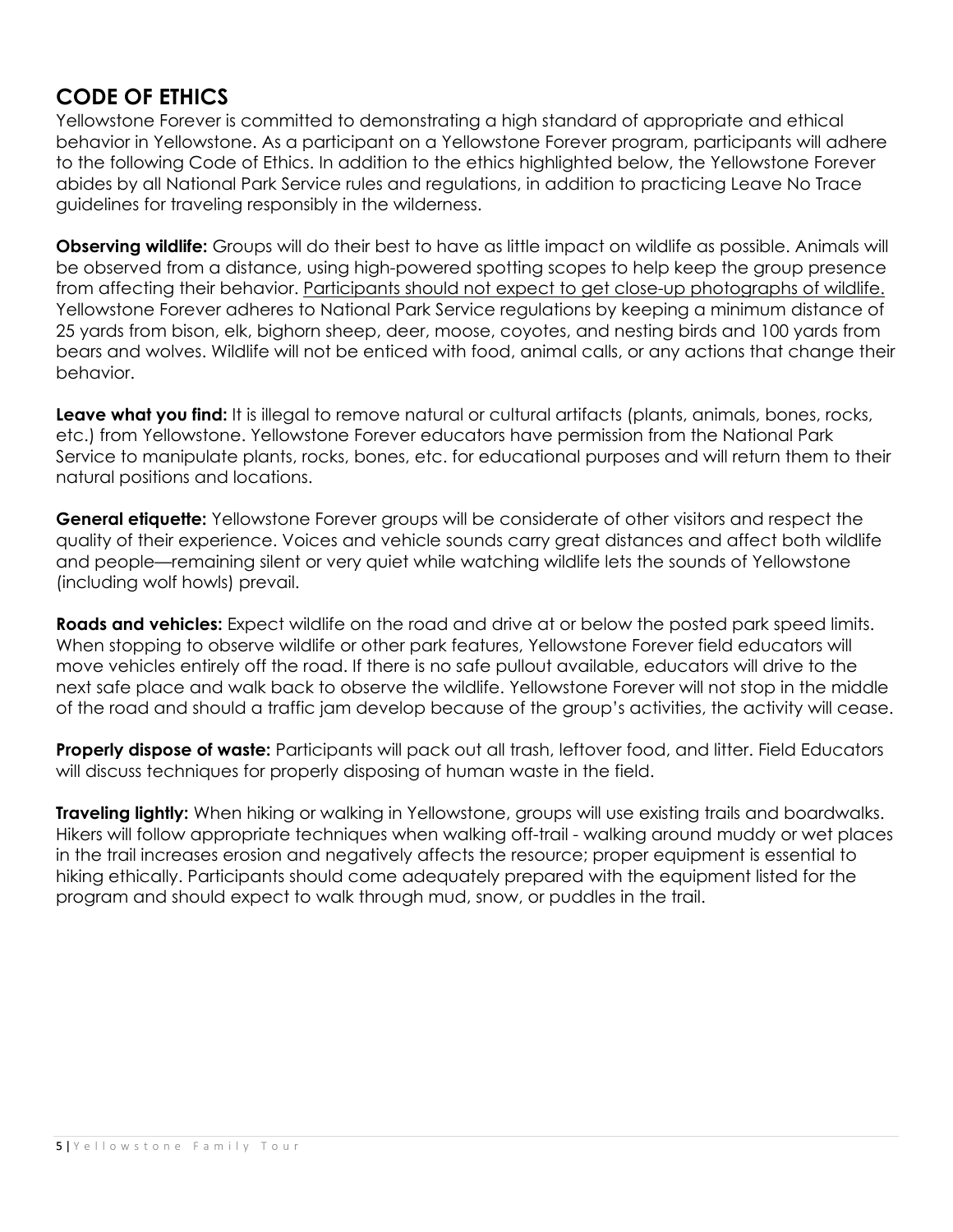## CODE OF ETHICS

Yellowstone Forever is committed to demonstrating a high standard of appropriate and ethical behavior in Yellowstone. As a participant on a Yellowstone Forever program, participants will adhere to the following Code of Ethics. In addition to the ethics highlighted below, the Yellowstone Forever abides by all National Park Service rules and regulations, in addition to practicing Leave No Trace guidelines for traveling responsibly in the wilderness.

**Observing wildlife:** Groups will do their best to have as little impact on wildlife as possible. Animals will be observed from a distance, using high-powered spotting scopes to help keep the group presence from affecting their behavior. <u>Participants should not expect to get close-up photographs of wildlife.</u> Yellowstone Forever adheres to National Park Service regulations by keeping a minimum distance of 25 yards from bison, elk, bighorn sheep, deer, moose, coyotes, and nesting birds and 100 yards from bears and wolves. Wildlife will not be enticed with food, animal calls, or any actions that change their behavior.

**Leave what you find:** It is illegal to remove natural or cultural artifacts (plants, animals, bones, rocks, etc.) from Yellowstone. Yellowstone Forever educators have permission from the National Park Service to manipulate plants, rocks, bones, etc. for educational purposes and will return them to their natural positions and locations.

**General etiquette:** Yellowstone Forever groups will be considerate of other visitors and respect the quality of their experience. Voices and vehicle sounds carry great distances and affect both wildlife and people—remaining silent or very quiet while watching wildlife lets the sounds of Yellowstone (including wolf howls) prevail.

**Roads and vehicles:** Expect wildlife on the road and drive at or below the posted park speed limits. When stopping to observe wildlife or other park features, Yellowstone Forever field educators will move vehicles entirely off the road. If there is no safe pullout available, educators will drive to the next safe place and walk back to observe the wildlife. Yellowstone Forever will not stop in the middle of the road and should a traffic jam develop because of the group's activities, the activity will cease.

**Properly dispose of waste:** Participants will pack out all trash, leftover food, and litter. Field Educators will discuss techniques for properly disposing of human waste in the field.

**Traveling lightly:** When hiking or walking in Yellowstone, groups will use existing trails and boardwalks. Hikers will follow appropriate techniques when walking off-trail - walking around muddy or wet places in the trail increases erosion and negatively affects the resource; proper equipment is essential to hiking ethically. Participants should come adequately prepared with the equipment listed for the program and should expect to walk through mud, snow, or puddles in the trail.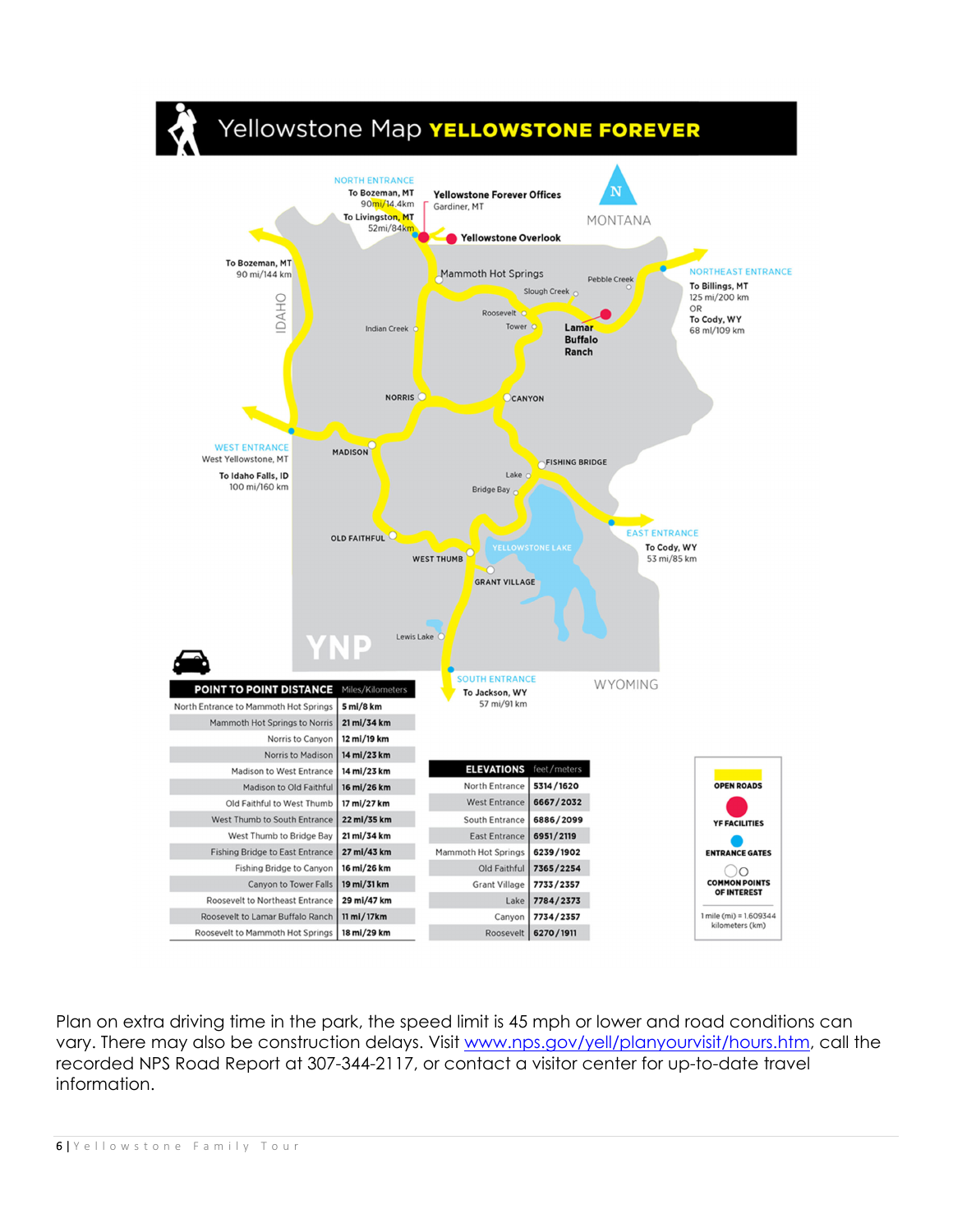# Yellowstone Map YELLOWSTONE FOREVER

NORTH ENTRANCE
To Bozeman, MT
90mi/14.4km
To Livingston, MT
52mi/84km

Yellowstone Forever Offices
Gardiner, MT

Yellowstone Overlook

MONTANA

To Bozeman, MT
90 mi/144 km

IDAHO

Mammoth Hot Springs

Pebble Creek

NORTHEAST ENTRANCE
To Billings, MT
125 mi/200 km
OR
To Cody, WY
68 mi/109 km

Slough Creek

Roosevelt

Tower

Indian Creek

Lamar Buffalo Ranch

NORRIS

CANYON

WEST ENTRANCE
West Yellowstone, MT

To Idaho Falls, ID
100 mi/160 km

MADISON

FISHING BRIDGE

Lake

Bridge Bay

EAST ENTRANCE
To Cody, WY
53 mi/85 km

OLD FAITHFUL

WEST THUMB

YELLOWSTONE LAKE

GRANT VILLAGE

Lewis Lake

YNP

SOUTH ENTRANCE
To Jackson, WY
57 mi/91 km

WYOMING

| POINT TO POINT DISTANCE | Miles/Kilometers |
|---|---|
| North Entrance to Mammoth Hot Springs | 5 mi/8 km |
| Mammoth Hot Springs to Norris | 21 mi/34 km |
| Norris to Canyon | 12 mi/19 km |
| Norris to Madison | 14 mi/23 km |
| Madison to West Entrance | 14 mi/23 km |
| Madison to Old Faithful | 16 mi/26 km |
| Old Faithful to West Thumb | 17 mi/27 km |
| West Thumb to South Entrance | 22 mi/35 km |
| West Thumb to Bridge Bay | 21 mi/34 km |
| Fishing Bridge to East Entrance | 27 mi/43 km |
| Fishing Bridge to Canyon | 16 mi/26 km |
| Canyon to Tower Falls | 19 mi/31 km |
| Roosevelt to Northeast Entrance | 29 mi/47 km |
| Roosevelt to Lamar Buffalo Ranch | 11 mi/17km |
| Roosevelt to Mammoth Hot Springs | 18 mi/29 km |

| ELEVATIONS | feet/meters |
|---|---|
| North Entrance | 5314/1620 |
| West Entrance | 6667/2032 |
| South Entrance | 6886/2099 |
| East Entrance | 6951/2119 |
| Mammoth Hot Springs | 6239/1902 |
| Old Faithful | 7365/2254 |
| Grant Village | 7733/2357 |
| Lake | 7784/2373 |
| Canyon | 7734/2357 |
| Roosevelt | 6270/1911 |

OPEN ROADS

YF FACILITIES

ENTRANCE GATES

COMMON POINTS OF INTEREST

1 mile (mi) = 1.609344 kilometers (km)

Plan on extra driving time in the park, the speed limit is 45 mph or lower and road conditions can vary. There may also be construction delays. Visit www.nps.gov/yell/planyourvisit/hours.htm, call the recorded NPS Road Report at 307-344-2117, or contact a visitor center for up-to-date travel information.